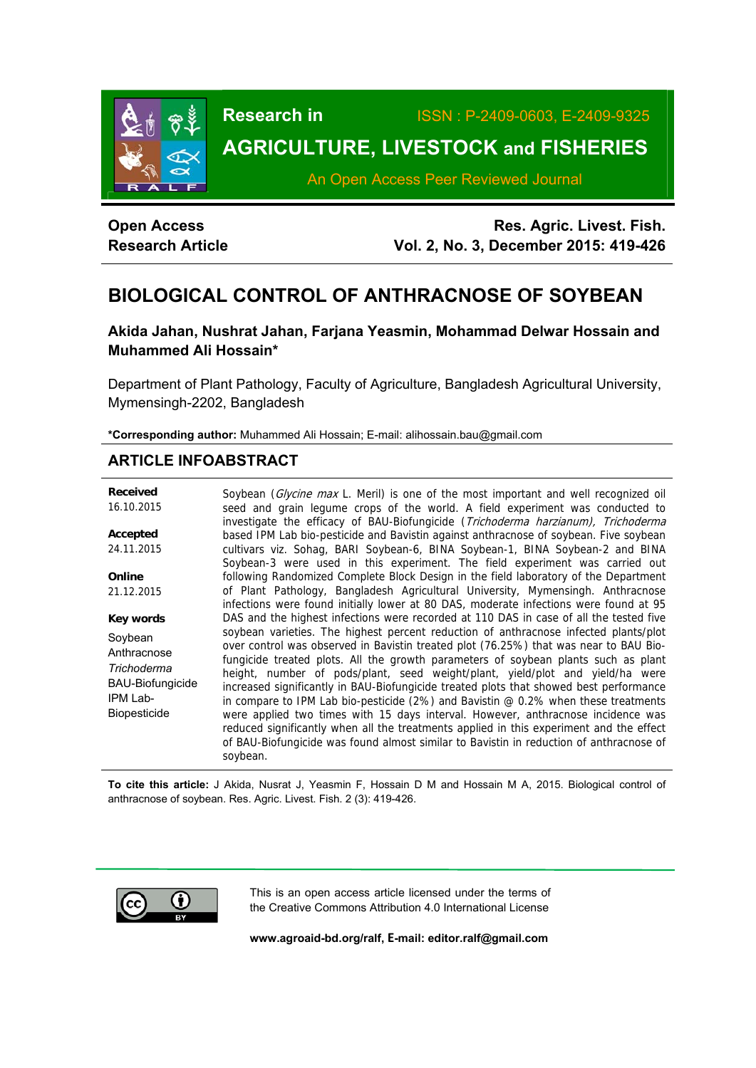**Open Access Research Article**

# BIOLOGICAL CONTROL OF ANTHRACNOSE OF SOYBEAN

**Akida Jahan, Nushrat Jahan, Farjana Yeasmin, Mohammad Delwar Hossain and Muhammed Ali Hossain***

Department of Plant Pathology, Faculty of Agriculture, Bangladesh Agricultural University, Mymensingh-2202, Bangladesh

***Corresponding author:** Muhammed Ali Hossain; E-mail: alihossain.bau@gmail.com

## ARTICLE INFO

**Received**
16.10.2015

**Accepted**
24.11.2015

**Online**
21.12.2015

**Key words**
Soybean
Anthracnose
*Trichoderma*
BAU-Biofungicide
IPM Lab-Biopesticide

## ABSTRACT

Soybean (*Glycine max* L. Meril) is one of the most important and well recognized oil seed and grain legume crops of the world. A field experiment was conducted to investigate the efficacy of BAU-Biofungicide (*Trichoderma harzianum), Trichoderma* based IPM Lab bio-pesticide and Bavistin against anthracnose of soybean. Five soybean cultivars viz. Sohag, BARI Soybean-6, BINA Soybean-1, BINA Soybean-2 and BINA Soybean-3 were used in this experiment. The field experiment was carried out following Randomized Complete Block Design in the field laboratory of the Department of Plant Pathology, Bangladesh Agricultural University, Mymensingh. Anthracnose infections were found initially lower at 80 DAS, moderate infections were found at 95 DAS and the highest infections were recorded at 110 DAS in case of all the tested five soybean varieties. The highest percent reduction of anthracnose infected plants/plot over control was observed in Bavistin treated plot (76.25%) that was near to BAU Bio-fungicide treated plots. All the growth parameters of soybean plants such as plant height, number of pods/plant, seed weight/plant, yield/plot and yield/ha were increased significantly in BAU-Biofungicide treated plots that showed best performance in compare to IPM Lab bio-pesticide (2%) and Bavistin @ 0.2% when these treatments were applied two times with 15 days interval. However, anthracnose incidence was reduced significantly when all the treatments applied in this experiment and the effect of BAU-Biofungicide was found almost similar to Bavistin in reduction of anthracnose of soybean.

**To cite this article:** J Akida, Nusrat J, Yeasmin F, Hossain D M and Hossain M A, 2015. Biological control of anthracnose of soybean. Res. Agric. Livest. Fish. 2 (3): 419-426.

This is an open access article licensed under the terms of the Creative Commons Attribution 4.0 International License

**www.agroaid-bd.org/ralf, E-mail: editor.ralf@gmail.com**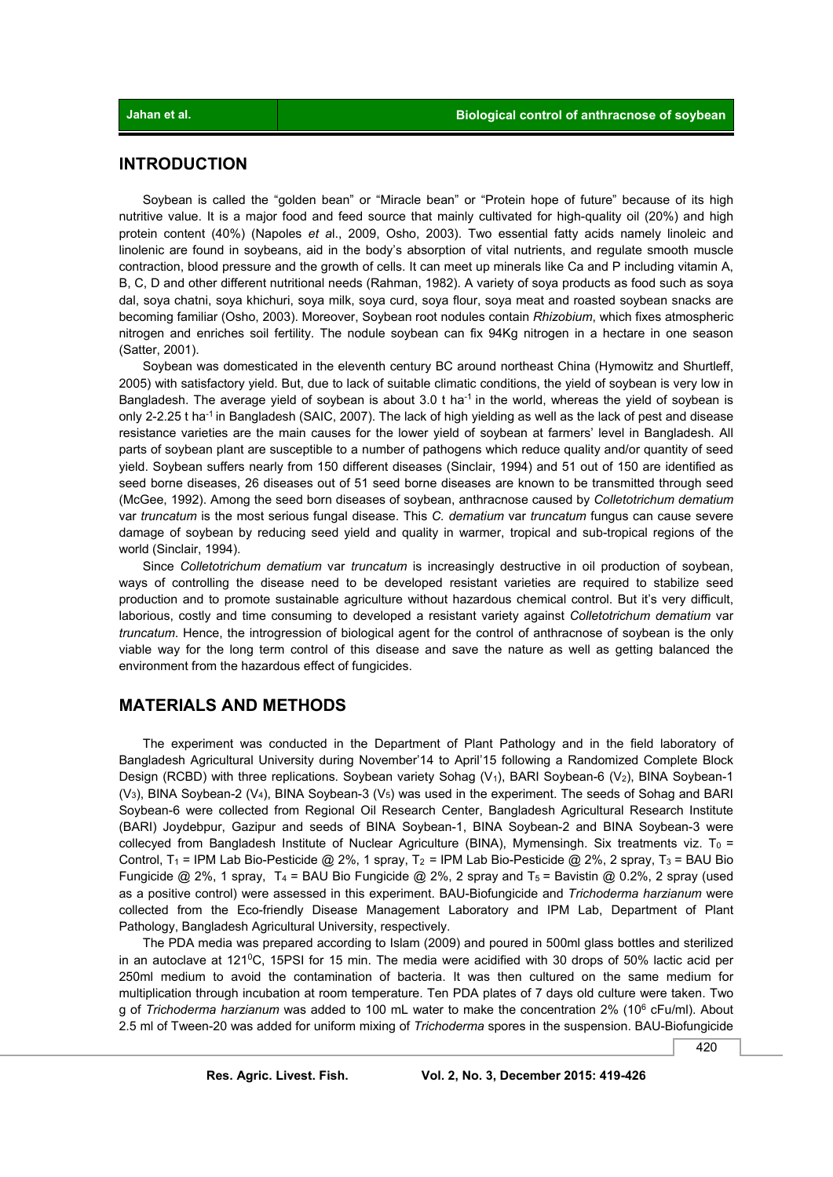## INTRODUCTION

Soybean is called the "golden bean" or "Miracle bean" or "Protein hope of future" because of its high nutritive value. It is a major food and feed source that mainly cultivated for high-quality oil (20%) and high protein content (40%) (Napoles *et a*l., 2009, Osho, 2003). Two essential fatty acids namely linoleic and linolenic are found in soybeans, aid in the body's absorption of vital nutrients, and regulate smooth muscle contraction, blood pressure and the growth of cells. It can meet up minerals like Ca and P including vitamin A, B, C, D and other different nutritional needs (Rahman, 1982). A variety of soya products as food such as soya dal, soya chatni, soya khichuri, soya milk, soya curd, soya flour, soya meat and roasted soybean snacks are becoming familiar (Osho, 2003). Moreover, Soybean root nodules contain *Rhizobium*, which fixes atmospheric nitrogen and enriches soil fertility. The nodule soybean can fix 94Kg nitrogen in a hectare in one season (Satter, 2001).

Soybean was domesticated in the eleventh century BC around northeast China (Hymowitz and Shurtleff, 2005) with satisfactory yield. But, due to lack of suitable climatic conditions, the yield of soybean is very low in Bangladesh. The average yield of soybean is about 3.0 t $ha^{-1}$ in the world, whereas the yield of soybean is only 2-2.25 t $ha^{-1}$ in Bangladesh (SAIC, 2007). The lack of high yielding as well as the lack of pest and disease resistance varieties are the main causes for the lower yield of soybean at farmers' level in Bangladesh. All parts of soybean plant are susceptible to a number of pathogens which reduce quality and/or quantity of seed yield. Soybean suffers nearly from 150 different diseases (Sinclair, 1994) and 51 out of 150 are identified as seed borne diseases, 26 diseases out of 51 seed borne diseases are known to be transmitted through seed (McGee, 1992). Among the seed born diseases of soybean, anthracnose caused by *Colletotrichum dematium* var *truncatum* is the most serious fungal disease. This *C. dematium* var *truncatum* fungus can cause severe damage of soybean by reducing seed yield and quality in warmer, tropical and sub-tropical regions of the world (Sinclair, 1994).

Since *Colletotrichum dematium* var *truncatum* is increasingly destructive in oil production of soybean, ways of controlling the disease need to be developed resistant varieties are required to stabilize seed production and to promote sustainable agriculture without hazardous chemical control. But it's very difficult, laborious, costly and time consuming to developed a resistant variety against *Colletotrichum dematium* var *truncatum*. Hence, the introgression of biological agent for the control of anthracnose of soybean is the only viable way for the long term control of this disease and save the nature as well as getting balanced the environment from the hazardous effect of fungicides.

## MATERIALS AND METHODS

The experiment was conducted in the Department of Plant Pathology and in the field laboratory of Bangladesh Agricultural University during November'14 to April'15 following a Randomized Complete Block Design (RCBD) with three replications. Soybean variety Sohag ($V_1$), BARI Soybean-6 ($V_2$), BINA Soybean-1 ($V_3$), BINA Soybean-2 ($V_4$), BINA Soybean-3 ($V_5$) was used in the experiment. The seeds of Sohag and BARI Soybean-6 were collected from Regional Oil Research Center, Bangladesh Agricultural Research Institute (BARI) Joydebpur, Gazipur and seeds of BINA Soybean-1, BINA Soybean-2 and BINA Soybean-3 were collecyed from Bangladesh Institute of Nuclear Agriculture (BINA), Mymensingh. Six treatments viz. $T_0$ = Control, $T_1$ = IPM Lab Bio-Pesticide @ 2%, 1 spray, $T_2$ = IPM Lab Bio-Pesticide @ 2%, 2 spray, $T_3$ = BAU Bio Fungicide @ 2%, 1 spray, $T_4$ = BAU Bio Fungicide @ 2%, 2 spray and $T_5$ = Bavistin @ 0.2%, 2 spray (used as a positive control) were assessed in this experiment. BAU-Biofungicide and *Trichoderma harzianum* were collected from the Eco-friendly Disease Management Laboratory and IPM Lab, Department of Plant Pathology, Bangladesh Agricultural University, respectively.

The PDA media was prepared according to Islam (2009) and poured in 500ml glass bottles and sterilized in an autoclave at $121^0$C, 15PSI for 15 min. The media were acidified with 30 drops of 50% lactic acid per 250ml medium to avoid the contamination of bacteria. It was then cultured on the same medium for multiplication through incubation at room temperature. Ten PDA plates of 7 days old culture were taken. Two g of *Trichoderma harzianum* was added to 100 mL water to make the concentration 2% ($10^6$ cFu/ml). About 2.5 ml of Tween-20 was added for uniform mixing of *Trichoderma* spores in the suspension. BAU-Biofungicide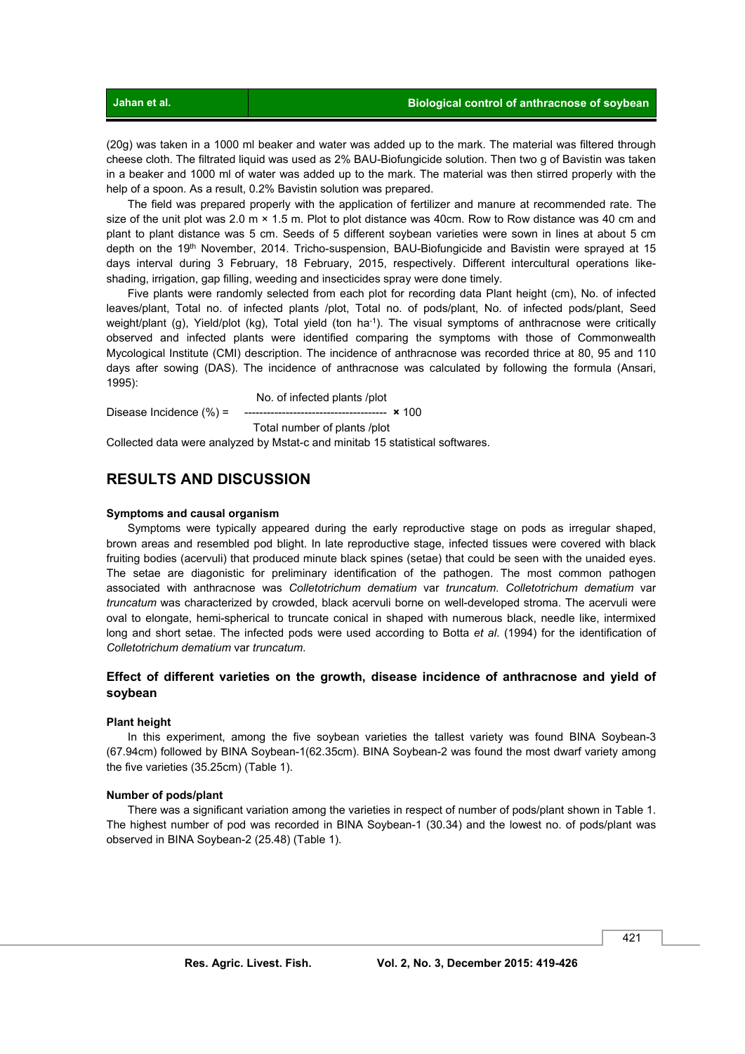(20g) was taken in a 1000 ml beaker and water was added up to the mark. The material was filtered through cheese cloth. The filtrated liquid was used as 2% BAU-Biofungicide solution. Then two g of Bavistin was taken in a beaker and 1000 ml of water was added up to the mark. The material was then stirred properly with the help of a spoon. As a result, 0.2% Bavistin solution was prepared.

The field was prepared properly with the application of fertilizer and manure at recommended rate. The size of the unit plot was 2.0 m × 1.5 m. Plot to plot distance was 40cm. Row to Row distance was 40 cm and plant to plant distance was 5 cm. Seeds of 5 different soybean varieties were sown in lines at about 5 cm depth on the 19th November, 2014. Tricho-suspension, BAU-Biofungicide and Bavistin were sprayed at 15 days interval during 3 February, 18 February, 2015, respectively. Different intercultural operations like-shading, irrigation, gap filling, weeding and insecticides spray were done timely.

Five plants were randomly selected from each plot for recording data Plant height (cm), No. of infected leaves/plant, Total no. of infected plants /plot, Total no. of pods/plant, No. of infected pods/plant, Seed weight/plant (g), Yield/plot (kg), Total yield (ton ha$^{-1}$). The visual symptoms of anthracnose were critically observed and infected plants were identified comparing the symptoms with those of Commonwealth Mycological Institute (CMI) description. The incidence of anthracnose was recorded thrice at 80, 95 and 110 days after sowing (DAS). The incidence of anthracnose was calculated by following the formula (Ansari, 1995):

$$\text{Disease Incidence (\%)} = \frac{\text{No. of infected plants /plot}}{\text{Total number of plants /plot}} \times 100$$

Collected data were analyzed by Mstat-c and minitab 15 statistical softwares.

## RESULTS AND DISCUSSION

#### Symptoms and causal organism

Symptoms were typically appeared during the early reproductive stage on pods as irregular shaped, brown areas and resembled pod blight. In late reproductive stage, infected tissues were covered with black fruiting bodies (acervuli) that produced minute black spines (setae) that could be seen with the unaided eyes. The setae are diagonistic for preliminary identification of the pathogen. The most common pathogen associated with anthracnose was *Colletotrichum dematium* var *truncatum*. *Colletotrichum dematium* var *truncatum* was characterized by crowded, black acervuli borne on well-developed stroma. The acervuli were oval to elongate, hemi-spherical to truncate conical in shaped with numerous black, needle like, intermixed long and short setae. The infected pods were used according to Botta *et al*. (1994) for the identification of *Colletotrichum dematium* var *truncatum.*

### Effect of different varieties on the growth, disease incidence of anthracnose and yield of soybean

#### Plant height

In this experiment, among the five soybean varieties the tallest variety was found BINA Soybean-3 (67.94cm) followed by BINA Soybean-1(62.35cm). BINA Soybean-2 was found the most dwarf variety among the five varieties (35.25cm) (Table 1).

#### Number of pods/plant

There was a significant variation among the varieties in respect of number of pods/plant shown in Table 1. The highest number of pod was recorded in BINA Soybean-1 (30.34) and the lowest no. of pods/plant was observed in BINA Soybean-2 (25.48) (Table 1).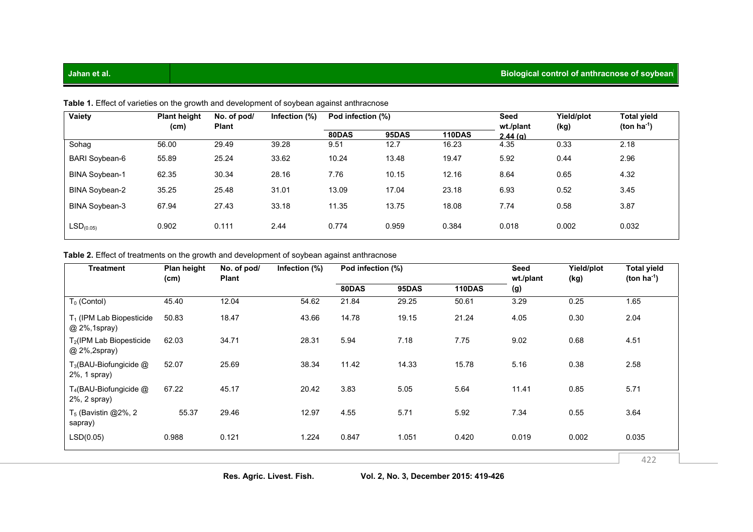**Table 1.** Effect of varieties on the growth and development of soybean against anthracnose

| Vaiety | Plant height (cm) | No. of pod/ Plant | Infection (%) | Pod infection (%) | | | Seed wt./plant 2.44 (g) | Yield/plot (kg) | Total yield (ton $ha^{-1}$) |
|---|---|---|---|---|---|---|---|---|---|
| | | | | 80DAS | 95DAS | 110DAS | | | |
| Sohag | 56.00 | 29.49 | 39.28 | 9.51 | 12.7 | 16.23 | 4.35 | 0.33 | 2.18 |
| BARI Soybean-6 | 55.89 | 25.24 | 33.62 | 10.24 | 13.48 | 19.47 | 5.92 | 0.44 | 2.96 |
| BINA Soybean-1 | 62.35 | 30.34 | 28.16 | 7.76 | 10.15 | 12.16 | 8.64 | 0.65 | 4.32 |
| BINA Soybean-2 | 35.25 | 25.48 | 31.01 | 13.09 | 17.04 | 23.18 | 6.93 | 0.52 | 3.45 |
| BINA Soybean-3 | 67.94 | 27.43 | 33.18 | 11.35 | 13.75 | 18.08 | 7.74 | 0.58 | 3.87 |
| $LSD_{(0.05)}$ | 0.902 | 0.111 | 2.44 | 0.774 | 0.959 | 0.384 | 0.018 | 0.002 | 0.032 |

**Table 2.** Effect of treatments on the growth and development of soybean against anthracnose

| Treatment | Plan height (cm) | No. of pod/ Plant | Infection (%) | Pod infection (%) | | | Seed wt./plant (g) | Yield/plot (kg) | Total yield (ton $ha^{-1}$) |
|---|---|---|---|---|---|---|---|---|---|
| | | | | 80DAS | 95DAS | 110DAS | | | |
| $T_0$ (Contol) | 45.40 | 12.04 | 54.62 | 21.84 | 29.25 | 50.61 | 3.29 | 0.25 | 1.65 |
| $T_1$ (IPM Lab Biopesticide @ 2%,1spray) | 50.83 | 18.47 | 43.66 | 14.78 | 19.15 | 21.24 | 4.05 | 0.30 | 2.04 |
| $T_2$(IPM Lab Biopesticide @ 2%,2spray) | 62.03 | 34.71 | 28.31 | 5.94 | 7.18 | 7.75 | 9.02 | 0.68 | 4.51 |
| $T_3$(BAU-Biofungicide @ 2%, 1 spray) | 52.07 | 25.69 | 38.34 | 11.42 | 14.33 | 15.78 | 5.16 | 0.38 | 2.58 |
| $T_4$(BAU-Biofungicide @ 2%, 2 spray) | 67.22 | 45.17 | 20.42 | 3.83 | 5.05 | 5.64 | 11.41 | 0.85 | 5.71 |
| $T_5$ (Bavistin @2%, 2 sapray) | 55.37 | 29.46 | 12.97 | 4.55 | 5.71 | 5.92 | 7.34 | 0.55 | 3.64 |
| LSD(0.05) | 0.988 | 0.121 | 1.224 | 0.847 | 1.051 | 0.420 | 0.019 | 0.002 | 0.035 |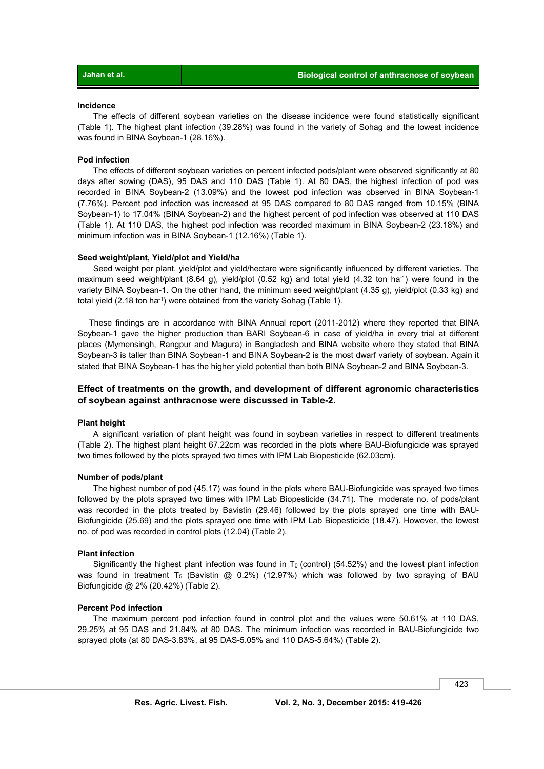#### Incidence

The effects of different soybean varieties on the disease incidence were found statistically significant (Table 1). The highest plant infection (39.28%) was found in the variety of Sohag and the lowest incidence was found in BINA Soybean-1 (28.16%).

#### Pod infection

The effects of different soybean varieties on percent infected pods/plant were observed significantly at 80 days after sowing (DAS), 95 DAS and 110 DAS (Table 1). At 80 DAS, the highest infection of pod was recorded in BINA Soybean-2 (13.09%) and the lowest pod infection was observed in BINA Soybean-1 (7.76%). Percent pod infection was increased at 95 DAS compared to 80 DAS ranged from 10.15% (BINA Soybean-1) to 17.04% (BINA Soybean-2) and the highest percent of pod infection was observed at 110 DAS (Table 1). At 110 DAS, the highest pod infection was recorded maximum in BINA Soybean-2 (23.18%) and minimum infection was in BINA Soybean-1 (12.16%) (Table 1).

#### Seed weight/plant, Yield/plot and Yield/ha

Seed weight per plant, yield/plot and yield/hectare were significantly influenced by different varieties. The maximum seed weight/plant (8.64 g), yield/plot (0.52 kg) and total yield (4.32 ton $ha^{-1}$) were found in the variety BINA Soybean-1. On the other hand, the minimum seed weight/plant (4.35 g), yield/plot (0.33 kg) and total yield (2.18 ton $ha^{-1}$) were obtained from the variety Sohag (Table 1).

These findings are in accordance with BINA Annual report (2011-2012) where they reported that BINA Soybean-1 gave the higher production than BARI Soybean-6 in case of yield/ha in every trial at different places (Mymensingh, Rangpur and Magura) in Bangladesh and BINA website where they stated that BINA Soybean-3 is taller than BINA Soybean-1 and BINA Soybean-2 is the most dwarf variety of soybean. Again it stated that BINA Soybean-1 has the higher yield potential than both BINA Soybean-2 and BINA Soybean-3.

### Effect of treatments on the growth, and development of different agronomic characteristics of soybean against anthracnose were discussed in Table-2.

#### Plant height

A significant variation of plant height was found in soybean varieties in respect to different treatments (Table 2). The highest plant height 67.22cm was recorded in the plots where BAU-Biofungicide was sprayed two times followed by the plots sprayed two times with IPM Lab Biopesticide (62.03cm).

#### Number of pods/plant

The highest number of pod (45.17) was found in the plots where BAU-Biofungicide was sprayed two times followed by the plots sprayed two times with IPM Lab Biopesticide (34.71). The moderate no. of pods/plant was recorded in the plots treated by Bavistin (29.46) followed by the plots sprayed one time with BAU-Biofungicide (25.69) and the plots sprayed one time with IPM Lab Biopesticide (18.47). However, the lowest no. of pod was recorded in control plots (12.04) (Table 2).

#### Plant infection

Significantly the highest plant infection was found in $T_0$ (control) (54.52%) and the lowest plant infection was found in treatment $T_5$ (Bavistin @ 0.2%) (12.97%) which was followed by two spraying of BAU Biofungicide @ 2% (20.42%) (Table 2).

#### Percent Pod infection

The maximum percent pod infection found in control plot and the values were 50.61% at 110 DAS, 29.25% at 95 DAS and 21.84% at 80 DAS. The minimum infection was recorded in BAU-Biofungicide two sprayed plots (at 80 DAS-3.83%, at 95 DAS-5.05% and 110 DAS-5.64%) (Table 2).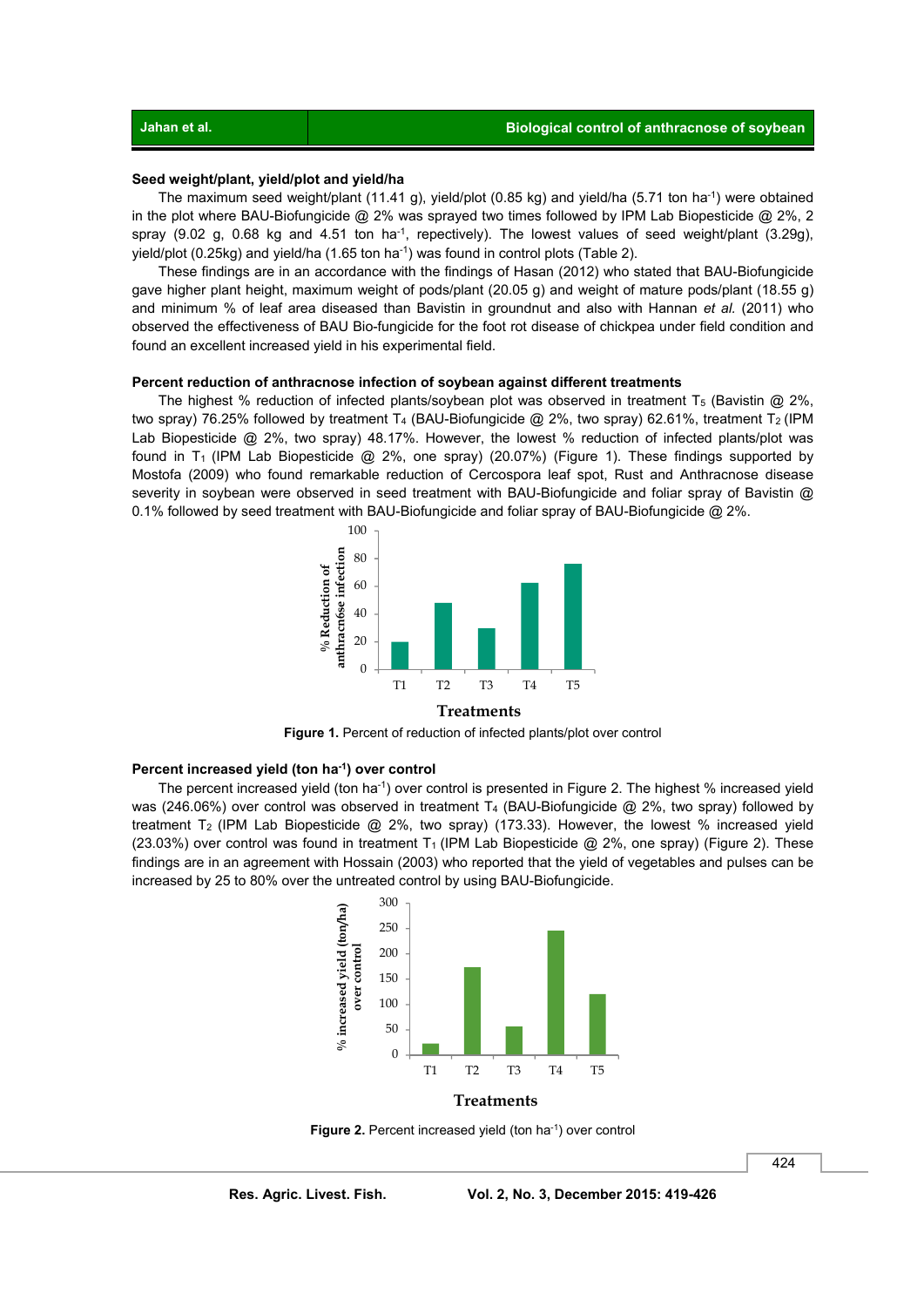**Seed weight/plant, yield/plot and yield/ha**

The maximum seed weight/plant (11.41 g), yield/plot (0.85 kg) and yield/ha (5.71 ton ha$^{-1}$) were obtained in the plot where BAU-Biofungicide @ 2% was sprayed two times followed by IPM Lab Biopesticide @ 2%, 2 spray (9.02 g, 0.68 kg and 4.51 ton ha$^{-1}$, repectively). The lowest values of seed weight/plant (3.29g), yield/plot (0.25kg) and yield/ha (1.65 ton ha$^{-1}$) was found in control plots (Table 2).

These findings are in an accordance with the findings of Hasan (2012) who stated that BAU-Biofungicide gave higher plant height, maximum weight of pods/plant (20.05 g) and weight of mature pods/plant (18.55 g) and minimum % of leaf area diseased than Bavistin in groundnut and also with Hannan *et al.* (2011) who observed the effectiveness of BAU Bio-fungicide for the foot rot disease of chickpea under field condition and found an excellent increased yield in his experimental field.

**Percent reduction of anthracnose infection of soybean against different treatments**

The highest % reduction of infected plants/soybean plot was observed in treatment $T_5$ (Bavistin @ 2%, two spray) 76.25% followed by treatment $T_4$ (BAU-Biofungicide @ 2%, two spray) 62.61%, treatment $T_2$ (IPM Lab Biopesticide @ 2%, two spray) 48.17%. However, the lowest % reduction of infected plants/plot was found in $T_1$ (IPM Lab Biopesticide @ 2%, one spray) (20.07%) (Figure 1). These findings supported by Mostofa (2009) who found remarkable reduction of Cercospora leaf spot, Rust and Anthracnose disease severity in soybean were observed in seed treatment with BAU-Biofungicide and foliar spray of Bavistin @ 0.1% followed by seed treatment with BAU-Biofungicide and foliar spray of BAU-Biofungicide @ 2%.

**Figure 1.** Percent of reduction of infected plants/plot over control

**Percent increased yield (ton ha$^{-1}$) over control**

The percent increased yield (ton ha$^{-1}$) over control is presented in Figure 2. The highest % increased yield was (246.06%) over control was observed in treatment $T_4$ (BAU-Biofungicide @ 2%, two spray) followed by treatment $T_2$ (IPM Lab Biopesticide @ 2%, two spray) (173.33). However, the lowest % increased yield (23.03%) over control was found in treatment $T_1$ (IPM Lab Biopesticide @ 2%, one spray) (Figure 2). These findings are in an agreement with Hossain (2003) who reported that the yield of vegetables and pulses can be increased by 25 to 80% over the untreated control by using BAU-Biofungicide.

**Figure 2.** Percent increased yield (ton ha$^{-1}$) over control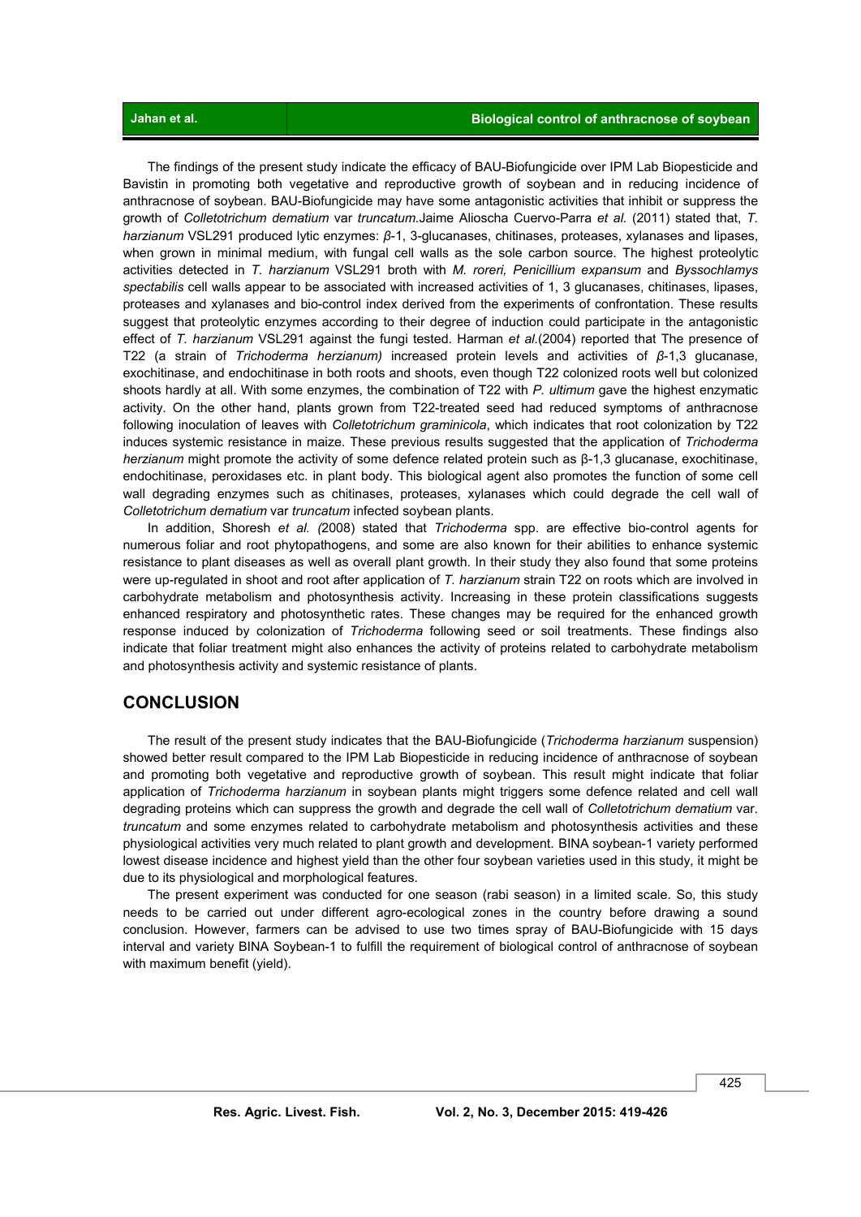The findings of the present study indicate the efficacy of BAU-Biofungicide over IPM Lab Biopesticide and Bavistin in promoting both vegetative and reproductive growth of soybean and in reducing incidence of anthracnose of soybean. BAU-Biofungicide may have some antagonistic activities that inhibit or suppress the growth of *Colletotrichum dematium* var *truncatum.*Jaime Alioscha Cuervo-Parra *et al.* (2011) stated that, *T. harzianum* VSL291 produced lytic enzymes: *β*-1, 3-glucanases, chitinases, proteases, xylanases and lipases, when grown in minimal medium, with fungal cell walls as the sole carbon source. The highest proteolytic activities detected in *T. harzianum* VSL291 broth with *M. roreri, Penicillium expansum* and *Byssochlamys spectabilis* cell walls appear to be associated with increased activities of 1, 3 glucanases, chitinases, lipases, proteases and xylanases and bio-control index derived from the experiments of confrontation. These results suggest that proteolytic enzymes according to their degree of induction could participate in the antagonistic effect of *T. harzianum* VSL291 against the fungi tested. Harman *et al.*(2004) reported that The presence of T22 (a strain of *Trichoderma herzianum)* increased protein levels and activities of *β*-1,3 glucanase, exochitinase, and endochitinase in both roots and shoots, even though T22 colonized roots well but colonized shoots hardly at all. With some enzymes, the combination of T22 with *P. ultimum* gave the highest enzymatic activity. On the other hand, plants grown from T22-treated seed had reduced symptoms of anthracnose following inoculation of leaves with *Colletotrichum graminicola*, which indicates that root colonization by T22 induces systemic resistance in maize. These previous results suggested that the application of *Trichoderma herzianum* might promote the activity of some defence related protein such as β-1,3 glucanase, exochitinase, endochitinase, peroxidases etc. in plant body. This biological agent also promotes the function of some cell wall degrading enzymes such as chitinases, proteases, xylanases which could degrade the cell wall of *Colletotrichum dematium* var *truncatum* infected soybean plants.

In addition, Shoresh *et al. (*2008) stated that *Trichoderma* spp. are effective bio-control agents for numerous foliar and root phytopathogens, and some are also known for their abilities to enhance systemic resistance to plant diseases as well as overall plant growth. In their study they also found that some proteins were up-regulated in shoot and root after application of *T. harzianum* strain T22 on roots which are involved in carbohydrate metabolism and photosynthesis activity. Increasing in these protein classifications suggests enhanced respiratory and photosynthetic rates. These changes may be required for the enhanced growth response induced by colonization of *Trichoderma* following seed or soil treatments. These findings also indicate that foliar treatment might also enhances the activity of proteins related to carbohydrate metabolism and photosynthesis activity and systemic resistance of plants.

## CONCLUSION

The result of the present study indicates that the BAU-Biofungicide (*Trichoderma harzianum* suspension) showed better result compared to the IPM Lab Biopesticide in reducing incidence of anthracnose of soybean and promoting both vegetative and reproductive growth of soybean. This result might indicate that foliar application of *Trichoderma harzianum* in soybean plants might triggers some defence related and cell wall degrading proteins which can suppress the growth and degrade the cell wall of *Colletotrichum dematium* var. *truncatum* and some enzymes related to carbohydrate metabolism and photosynthesis activities and these physiological activities very much related to plant growth and development. BINA soybean-1 variety performed lowest disease incidence and highest yield than the other four soybean varieties used in this study, it might be due to its physiological and morphological features.

The present experiment was conducted for one season (rabi season) in a limited scale. So, this study needs to be carried out under different agro-ecological zones in the country before drawing a sound conclusion. However, farmers can be advised to use two times spray of BAU-Biofungicide with 15 days interval and variety BINA Soybean-1 to fulfill the requirement of biological control of anthracnose of soybean with maximum benefit (yield).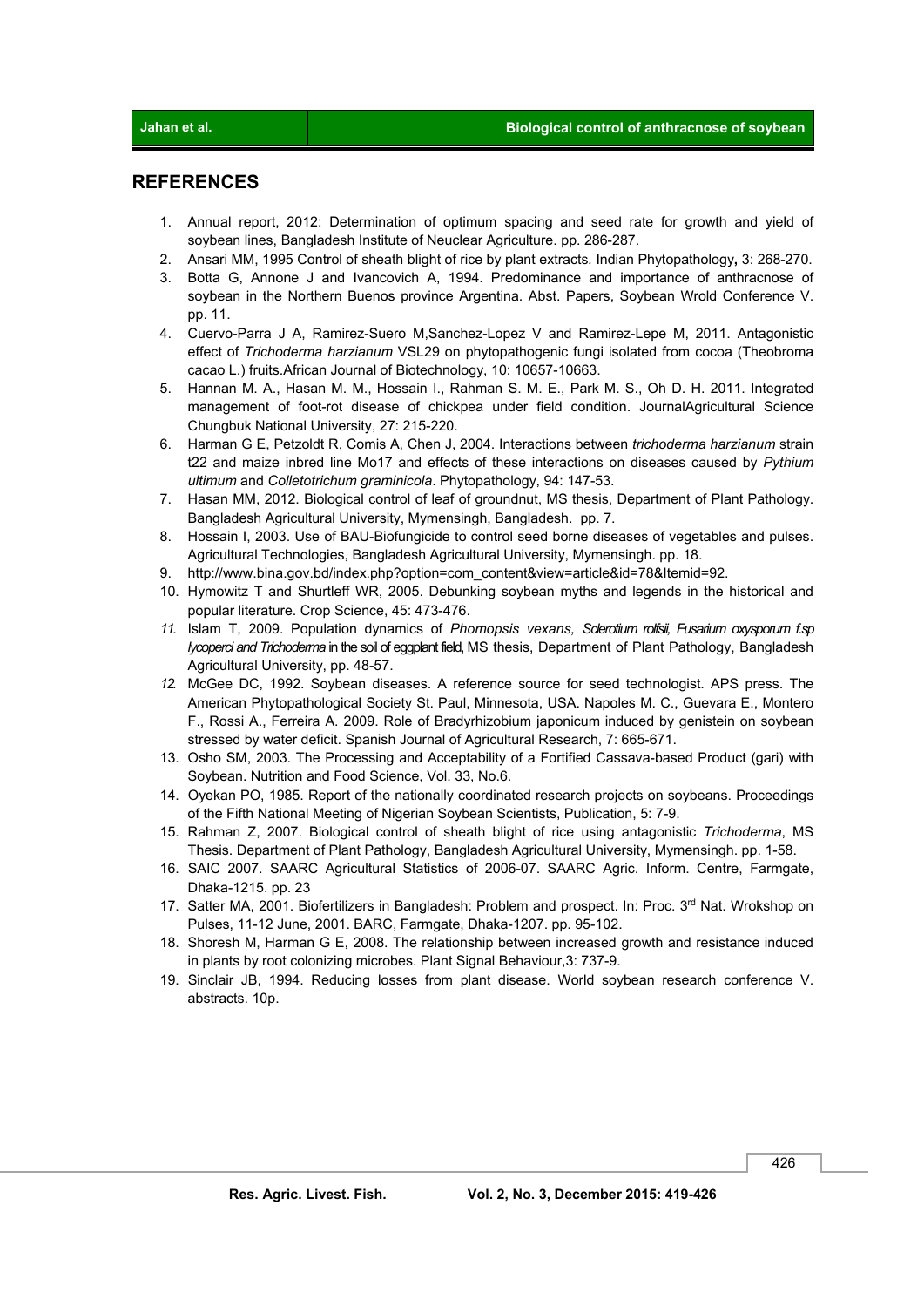## REFERENCES

1. Annual report, 2012: Determination of optimum spacing and seed rate for growth and yield of soybean lines, Bangladesh Institute of Neuclear Agriculture. pp. 286-287.
2. Ansari MM, 1995 Control of sheath blight of rice by plant extracts*.* Indian Phytopathology**,** 3: 268-270.
3. Botta G, Annone J and Ivancovich A, 1994. Predominance and importance of anthracnose of soybean in the Northern Buenos province Argentina. Abst. Papers, Soybean Wrold Conference V. pp. 11.
4. Cuervo-Parra J A, Ramirez-Suero M,Sanchez-Lopez V and Ramirez-Lepe M, 2011. Antagonistic effect of *Trichoderma harzianum* VSL29 on phytopathogenic fungi isolated from cocoa (Theobroma cacao L.) fruits.African Journal of Biotechnology, 10: 10657-10663.
5. Hannan M. A., Hasan M. M., Hossain I., Rahman S. M. E., Park M. S., Oh D. H. 2011. Integrated management of foot-rot disease of chickpea under field condition. JournalAgricultural Science Chungbuk National University, 27: 215-220.
6. Harman G E, Petzoldt R, Comis A, Chen J, 2004. Interactions between *trichoderma harzianum* strain t22 and maize inbred line Mo17 and effects of these interactions on diseases caused by *Pythium ultimum* and *Colletotrichum graminicola*. Phytopathology, 94: 147-53.
7. Hasan MM, 2012. Biological control of leaf of groundnut, MS thesis, Department of Plant Pathology. Bangladesh Agricultural University, Mymensingh, Bangladesh. pp. 7.
8. Hossain I, 2003. Use of BAU-Biofungicide to control seed borne diseases of vegetables and pulses. Agricultural Technologies, Bangladesh Agricultural University, Mymensingh. pp. 18.
9. http://www.bina.gov.bd/index.php?option=com_content&view=article&id=78&Itemid=92.
10. Hymowitz T and Shurtleff WR, 2005. Debunking soybean myths and legends in the historical and popular literature. Crop Science, 45: 473-476.
11. Islam T, 2009. Population dynamics of *Phomopsis vexans, Sclerotium rolfsii, Fusarium oxysporum f.sp lycoperci and Trichoderma* in the soil of eggplant field, MS thesis, Department of Plant Pathology, Bangladesh Agricultural University, pp. 48-57.
12. McGee DC, 1992. Soybean diseases. A reference source for seed technologist. APS press. The American Phytopathological Society St. Paul, Minnesota, USA. Napoles M. C., Guevara E., Montero F., Rossi A., Ferreira A. 2009. Role of Bradyrhizobium japonicum induced by genistein on soybean stressed by water deficit. Spanish Journal of Agricultural Research, 7: 665-671.
13. Osho SM, 2003. The Processing and Acceptability of a Fortified Cassava-based Product (gari) with Soybean. Nutrition and Food Science, Vol. 33, No.6.
14. Oyekan PO, 1985. Report of the nationally coordinated research projects on soybeans. Proceedings of the Fifth National Meeting of Nigerian Soybean Scientists, Publication, 5: 7-9.
15. Rahman Z, 2007. Biological control of sheath blight of rice using antagonistic *Trichoderma*, MS Thesis. Department of Plant Pathology, Bangladesh Agricultural University, Mymensingh. pp. 1-58.
16. SAIC 2007. SAARC Agricultural Statistics of 2006-07. SAARC Agric. Inform. Centre, Farmgate, Dhaka-1215. pp. 23
17. Satter MA, 2001. Biofertilizers in Bangladesh: Problem and prospect. In: Proc. 3rd Nat. Wrokshop on Pulses, 11-12 June, 2001. BARC, Farmgate, Dhaka-1207. pp. 95-102.
18. Shoresh M, Harman G E, 2008. The relationship between increased growth and resistance induced in plants by root colonizing microbes. Plant Signal Behaviour,3: 737-9.
19. Sinclair JB, 1994. Reducing losses from plant disease. World soybean research conference V. abstracts. 10p.